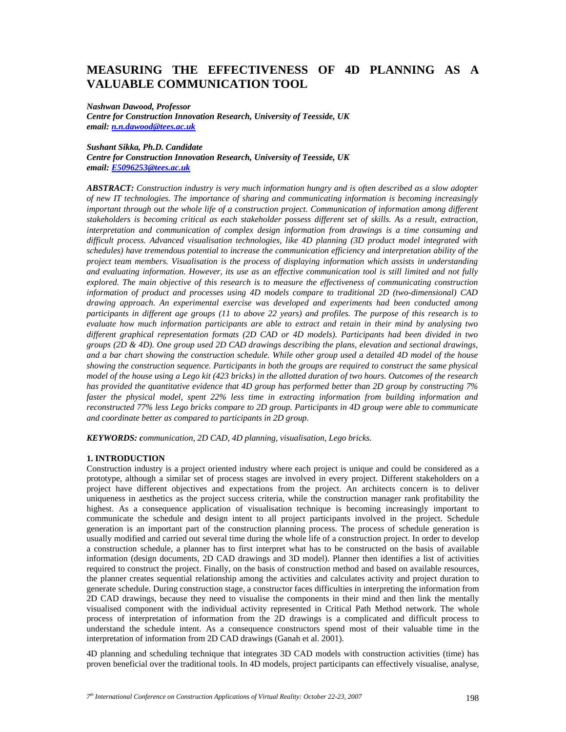# MEASURING THE EFFECTIVENESS OF 4D PLANNING AS A VALUABLE COMMUNICATION TOOL

***Nashwan Dawood, Professor***
***Centre for Construction Innovation Research, University of Teesside, UK***
***email: n.n.dawood@tees.ac.uk***

***Sushant Sikka, Ph.D. Candidate***
***Centre for Construction Innovation Research, University of Teesside, UK***
***email: E5096253@tees.ac.uk***

***ABSTRACT:*** *Construction industry is very much information hungry and is often described as a slow adopter of new IT technologies. The importance of sharing and communicating information is becoming increasingly important through out the whole life of a construction project. Communication of information among different stakeholders is becoming critical as each stakeholder possess different set of skills. As a result, extraction, interpretation and communication of complex design information from drawings is a time consuming and difficult process. Advanced visualisation technologies, like 4D planning (3D product model integrated with schedules) have tremendous potential to increase the communication efficiency and interpretation ability of the project team members. Visualisation is the process of displaying information which assists in understanding and evaluating information. However, its use as an effective communication tool is still limited and not fully explored. The main objective of this research is to measure the effectiveness of communicating construction information of product and processes using 4D models compare to traditional 2D (two-dimensional) CAD drawing approach. An experimental exercise was developed and experiments had been conducted among participants in different age groups (11 to above 22 years) and profiles. The purpose of this research is to evaluate how much information participants are able to extract and retain in their mind by analysing two different graphical representation formats (2D CAD or 4D models). Participants had been divided in two groups (2D & 4D). One group used 2D CAD drawings describing the plans, elevation and sectional drawings, and a bar chart showing the construction schedule. While other group used a detailed 4D model of the house showing the construction sequence. Participants in both the groups are required to construct the same physical model of the house using a Lego kit (423 bricks) in the allotted duration of two hours. Outcomes of the research has provided the quantitative evidence that 4D group has performed better than 2D group by constructing 7% faster the physical model, spent 22% less time in extracting information from building information and reconstructed 77% less Lego bricks compare to 2D group. Participants in 4D group were able to communicate and coordinate better as compared to participants in 2D group.*

***KEYWORDS:*** *communication, 2D CAD, 4D planning, visualisation, Lego bricks.*

## 1. INTRODUCTION

Construction industry is a project oriented industry where each project is unique and could be considered as a prototype, although a similar set of process stages are involved in every project. Different stakeholders on a project have different objectives and expectations from the project. An architects concern is to deliver uniqueness in aesthetics as the project success criteria, while the construction manager rank profitability the highest. As a consequence application of visualisation technique is becoming increasingly important to communicate the schedule and design intent to all project participants involved in the project. Schedule generation is an important part of the construction planning process. The process of schedule generation is usually modified and carried out several time during the whole life of a construction project. In order to develop a construction schedule, a planner has to first interpret what has to be constructed on the basis of available information (design documents, 2D CAD drawings and 3D model). Planner then identifies a list of activities required to construct the project. Finally, on the basis of construction method and based on available resources, the planner creates sequential relationship among the activities and calculates activity and project duration to generate schedule. During construction stage, a constructor faces difficulties in interpreting the information from 2D CAD drawings, because they need to visualise the components in their mind and then link the mentally visualised component with the individual activity represented in Critical Path Method network. The whole process of interpretation of information from the 2D drawings is a complicated and difficult process to understand the schedule intent. As a consequence constructors spend most of their valuable time in the interpretation of information from 2D CAD drawings (Ganah et al. 2001).

4D planning and scheduling technique that integrates 3D CAD models with construction activities (time) has proven beneficial over the traditional tools. In 4D models, project participants can effectively visualise, analyse,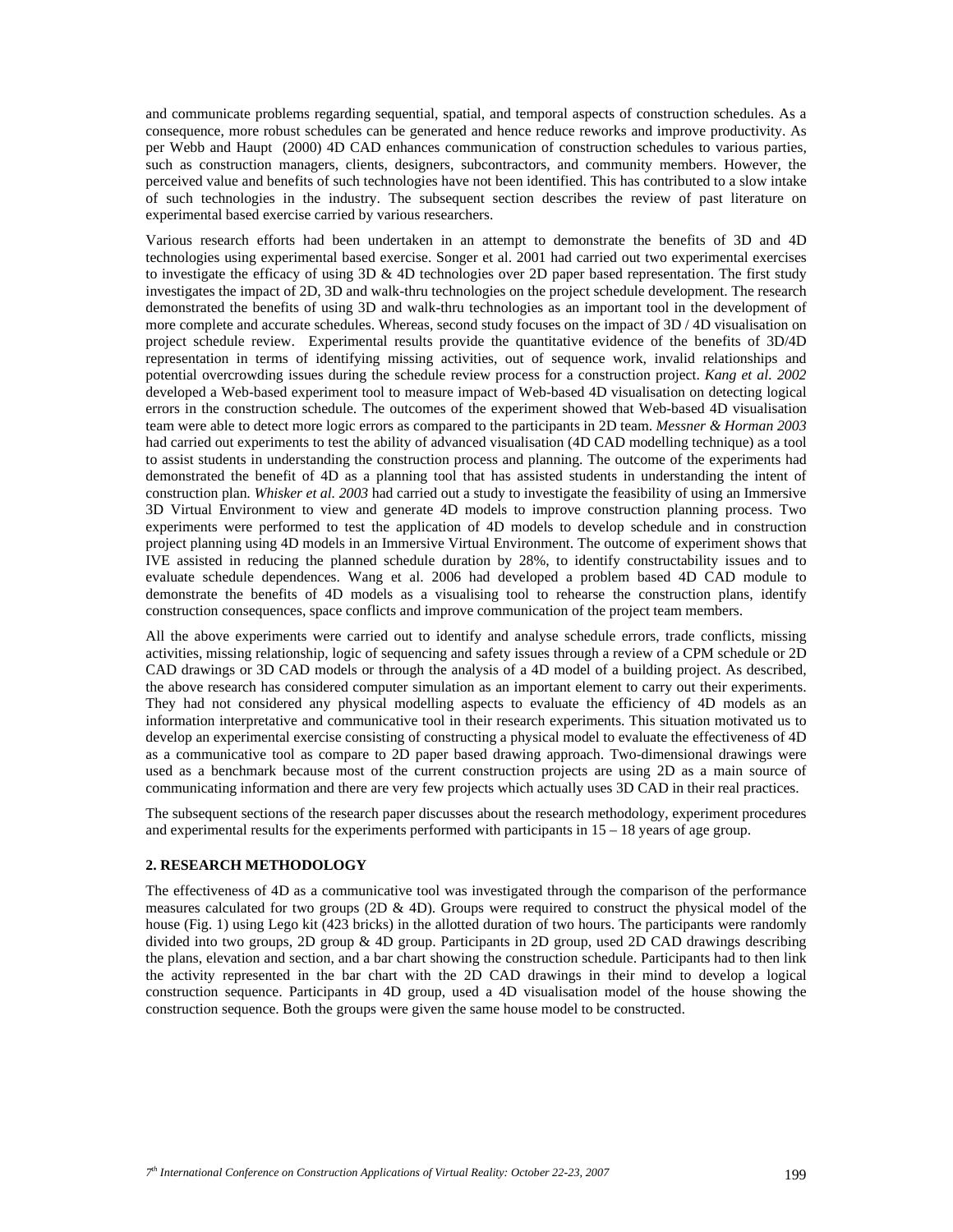and communicate problems regarding sequential, spatial, and temporal aspects of construction schedules. As a consequence, more robust schedules can be generated and hence reduce reworks and improve productivity. As per Webb and Haupt (2000) 4D CAD enhances communication of construction schedules to various parties, such as construction managers, clients, designers, subcontractors, and community members. However, the perceived value and benefits of such technologies have not been identified. This has contributed to a slow intake of such technologies in the industry. The subsequent section describes the review of past literature on experimental based exercise carried by various researchers.

Various research efforts had been undertaken in an attempt to demonstrate the benefits of 3D and 4D technologies using experimental based exercise. Songer et al. 2001 had carried out two experimental exercises to investigate the efficacy of using 3D & 4D technologies over 2D paper based representation. The first study investigates the impact of 2D, 3D and walk-thru technologies on the project schedule development. The research demonstrated the benefits of using 3D and walk-thru technologies as an important tool in the development of more complete and accurate schedules. Whereas, second study focuses on the impact of 3D / 4D visualisation on project schedule review. Experimental results provide the quantitative evidence of the benefits of 3D/4D representation in terms of identifying missing activities, out of sequence work, invalid relationships and potential overcrowding issues during the schedule review process for a construction project. *Kang et al. 2002* developed a Web-based experiment tool to measure impact of Web-based 4D visualisation on detecting logical errors in the construction schedule. The outcomes of the experiment showed that Web-based 4D visualisation team were able to detect more logic errors as compared to the participants in 2D team. *Messner & Horman 2003* had carried out experiments to test the ability of advanced visualisation (4D CAD modelling technique) as a tool to assist students in understanding the construction process and planning. The outcome of the experiments had demonstrated the benefit of 4D as a planning tool that has assisted students in understanding the intent of construction plan. *Whisker et al. 2003* had carried out a study to investigate the feasibility of using an Immersive 3D Virtual Environment to view and generate 4D models to improve construction planning process. Two experiments were performed to test the application of 4D models to develop schedule and in construction project planning using 4D models in an Immersive Virtual Environment. The outcome of experiment shows that IVE assisted in reducing the planned schedule duration by 28%, to identify constructability issues and to evaluate schedule dependences. Wang et al. 2006 had developed a problem based 4D CAD module to demonstrate the benefits of 4D models as a visualising tool to rehearse the construction plans, identify construction consequences, space conflicts and improve communication of the project team members.

All the above experiments were carried out to identify and analyse schedule errors, trade conflicts, missing activities, missing relationship, logic of sequencing and safety issues through a review of a CPM schedule or 2D CAD drawings or 3D CAD models or through the analysis of a 4D model of a building project. As described, the above research has considered computer simulation as an important element to carry out their experiments. They had not considered any physical modelling aspects to evaluate the efficiency of 4D models as an information interpretative and communicative tool in their research experiments. This situation motivated us to develop an experimental exercise consisting of constructing a physical model to evaluate the effectiveness of 4D as a communicative tool as compare to 2D paper based drawing approach. Two-dimensional drawings were used as a benchmark because most of the current construction projects are using 2D as a main source of communicating information and there are very few projects which actually uses 3D CAD in their real practices.

The subsequent sections of the research paper discusses about the research methodology, experiment procedures and experimental results for the experiments performed with participants in 15 – 18 years of age group.

## 2. RESEARCH METHODOLOGY

The effectiveness of 4D as a communicative tool was investigated through the comparison of the performance measures calculated for two groups (2D & 4D). Groups were required to construct the physical model of the house (Fig. 1) using Lego kit (423 bricks) in the allotted duration of two hours. The participants were randomly divided into two groups, 2D group & 4D group. Participants in 2D group, used 2D CAD drawings describing the plans, elevation and section, and a bar chart showing the construction schedule. Participants had to then link the activity represented in the bar chart with the 2D CAD drawings in their mind to develop a logical construction sequence. Participants in 4D group, used a 4D visualisation model of the house showing the construction sequence. Both the groups were given the same house model to be constructed.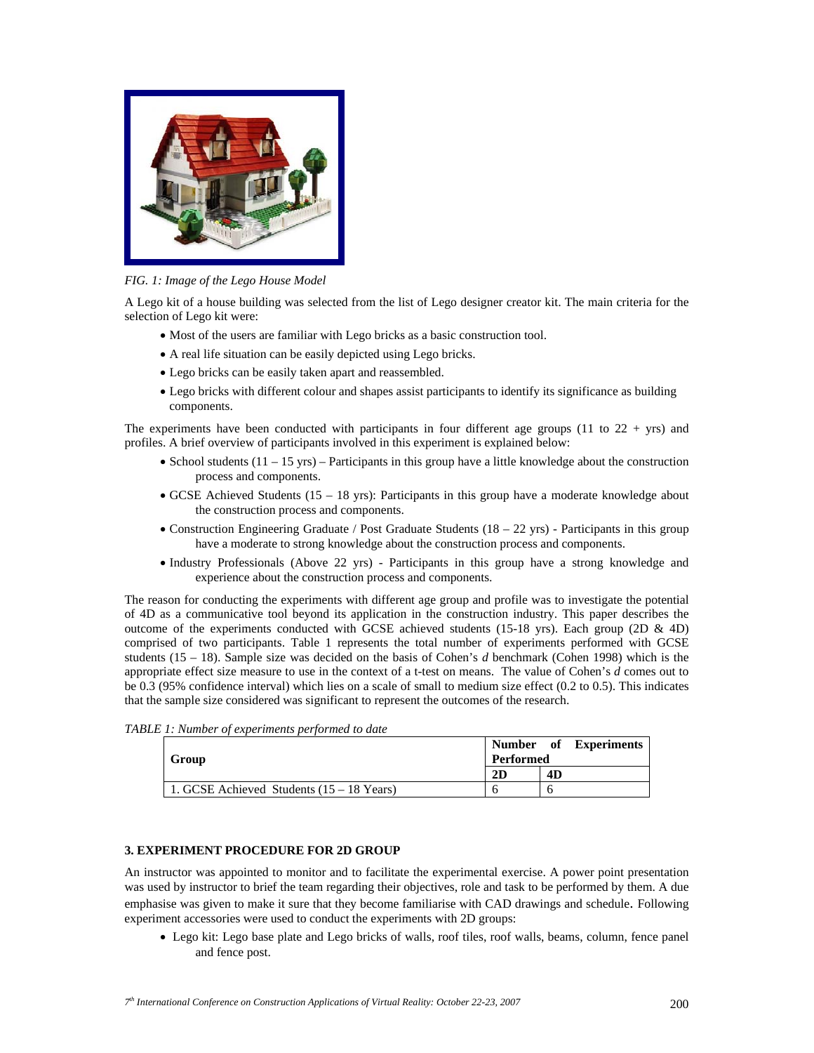*FIG. 1: Image of the Lego House Model*

A Lego kit of a house building was selected from the list of Lego designer creator kit. The main criteria for the selection of Lego kit were:

- Most of the users are familiar with Lego bricks as a basic construction tool.
- A real life situation can be easily depicted using Lego bricks.
- Lego bricks can be easily taken apart and reassembled.
- Lego bricks with different colour and shapes assist participants to identify its significance as building components.

The experiments have been conducted with participants in four different age groups (11 to 22 + yrs) and profiles. A brief overview of participants involved in this experiment is explained below:

- School students (11 – 15 yrs) – Participants in this group have a little knowledge about the construction process and components.
- GCSE Achieved Students (15 – 18 yrs): Participants in this group have a moderate knowledge about the construction process and components.
- Construction Engineering Graduate / Post Graduate Students (18 – 22 yrs) - Participants in this group have a moderate to strong knowledge about the construction process and components.
- Industry Professionals (Above 22 yrs) - Participants in this group have a strong knowledge and experience about the construction process and components.

The reason for conducting the experiments with different age group and profile was to investigate the potential of 4D as a communicative tool beyond its application in the construction industry. This paper describes the outcome of the experiments conducted with GCSE achieved students (15-18 yrs). Each group (2D & 4D) comprised of two participants. Table 1 represents the total number of experiments performed with GCSE students (15 – 18). Sample size was decided on the basis of Cohen's *d* benchmark (Cohen 1998) which is the appropriate effect size measure to use in the context of a t-test on means. The value of Cohen's *d* comes out to be 0.3 (95% confidence interval) which lies on a scale of small to medium size effect (0.2 to 0.5). This indicates that the sample size considered was significant to represent the outcomes of the research.

*TABLE 1: Number of experiments performed to date*

| **Group** | **Number of Experiments Performed** | |
|---|---|---|
| | **2D** | **4D** |
| 1. GCSE Achieved Students (15 – 18 Years) | 6 | 6 |

## 3. EXPERIMENT PROCEDURE FOR 2D GROUP

An instructor was appointed to monitor and to facilitate the experimental exercise. A power point presentation was used by instructor to brief the team regarding their objectives, role and task to be performed by them. A due emphasise was given to make it sure that they become familiarise with CAD drawings and schedule. Following experiment accessories were used to conduct the experiments with 2D groups:

- Lego kit: Lego base plate and Lego bricks of walls, roof tiles, roof walls, beams, column, fence panel and fence post.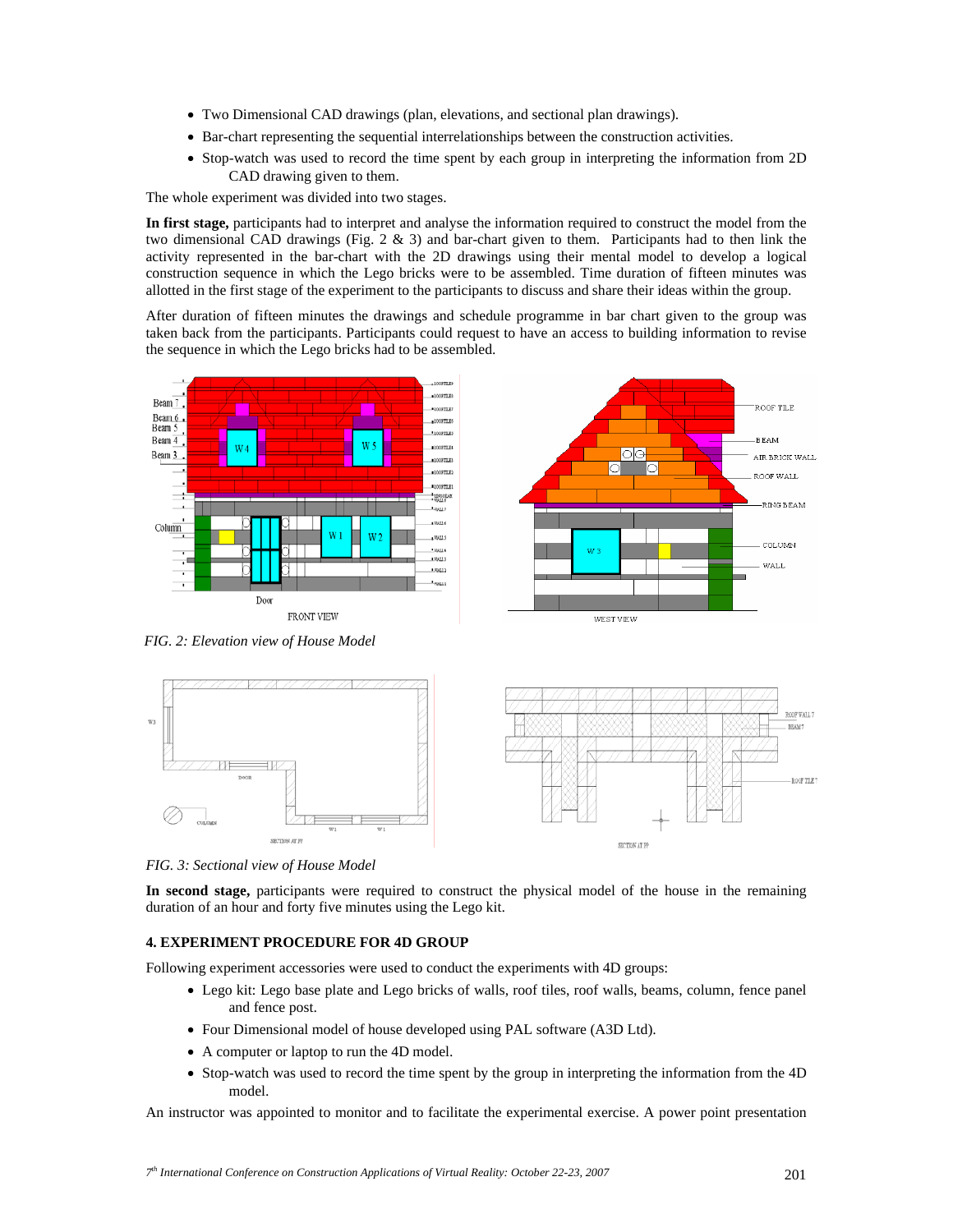- Two Dimensional CAD drawings (plan, elevations, and sectional plan drawings).
- Bar-chart representing the sequential interrelationships between the construction activities.
- Stop-watch was used to record the time spent by each group in interpreting the information from 2D CAD drawing given to them.

The whole experiment was divided into two stages.

**In first stage,** participants had to interpret and analyse the information required to construct the model from the two dimensional CAD drawings (Fig. 2 & 3) and bar-chart given to them. Participants had to then link the activity represented in the bar-chart with the 2D drawings using their mental model to develop a logical construction sequence in which the Lego bricks were to be assembled. Time duration of fifteen minutes was allotted in the first stage of the experiment to the participants to discuss and share their ideas within the group.

After duration of fifteen minutes the drawings and schedule programme in bar chart given to the group was taken back from the participants. Participants could request to have an access to building information to revise the sequence in which the Lego bricks had to be assembled.

*FIG. 2: Elevation view of House Model*

*FIG. 3: Sectional view of House Model*

**In second stage,** participants were required to construct the physical model of the house in the remaining duration of an hour and forty five minutes using the Lego kit.

#### 4. EXPERIMENT PROCEDURE FOR 4D GROUP

Following experiment accessories were used to conduct the experiments with 4D groups:

- Lego kit: Lego base plate and Lego bricks of walls, roof tiles, roof walls, beams, column, fence panel and fence post.
- Four Dimensional model of house developed using PAL software (A3D Ltd).
- A computer or laptop to run the 4D model.
- Stop-watch was used to record the time spent by the group in interpreting the information from the 4D model.

An instructor was appointed to monitor and to facilitate the experimental exercise. A power point presentation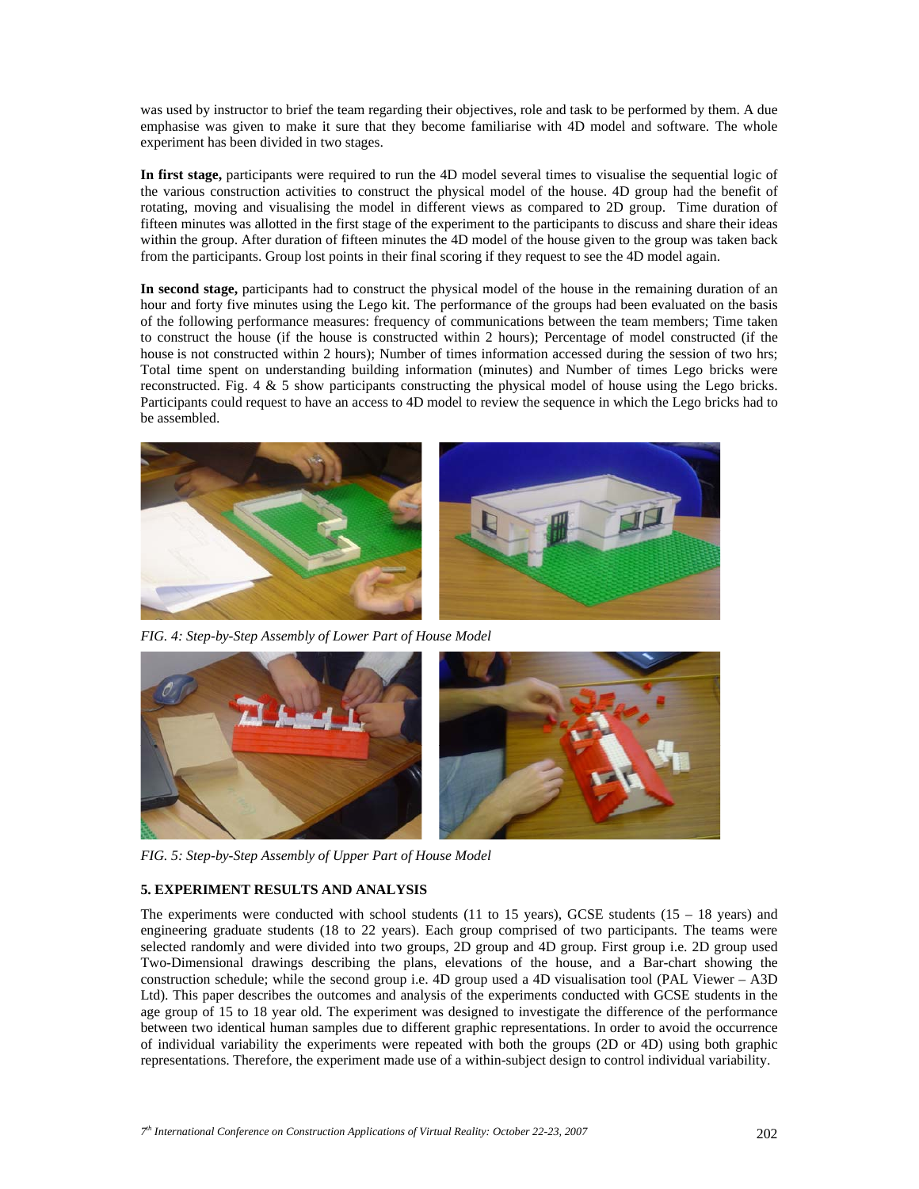was used by instructor to brief the team regarding their objectives, role and task to be performed by them. A due emphasise was given to make it sure that they become familiarise with 4D model and software. The whole experiment has been divided in two stages.

**In first stage,** participants were required to run the 4D model several times to visualise the sequential logic of the various construction activities to construct the physical model of the house. 4D group had the benefit of rotating, moving and visualising the model in different views as compared to 2D group. Time duration of fifteen minutes was allotted in the first stage of the experiment to the participants to discuss and share their ideas within the group. After duration of fifteen minutes the 4D model of the house given to the group was taken back from the participants. Group lost points in their final scoring if they request to see the 4D model again.

**In second stage,** participants had to construct the physical model of the house in the remaining duration of an hour and forty five minutes using the Lego kit. The performance of the groups had been evaluated on the basis of the following performance measures: frequency of communications between the team members; Time taken to construct the house (if the house is constructed within 2 hours); Percentage of model constructed (if the house is not constructed within 2 hours); Number of times information accessed during the session of two hrs; Total time spent on understanding building information (minutes) and Number of times Lego bricks were reconstructed. Fig. 4 & 5 show participants constructing the physical model of house using the Lego bricks. Participants could request to have an access to 4D model to review the sequence in which the Lego bricks had to be assembled.

*FIG. 4: Step-by-Step Assembly of Lower Part of House Model*

*FIG. 5: Step-by-Step Assembly of Upper Part of House Model*

## 5. EXPERIMENT RESULTS AND ANALYSIS

The experiments were conducted with school students (11 to 15 years), GCSE students (15 – 18 years) and engineering graduate students (18 to 22 years). Each group comprised of two participants. The teams were selected randomly and were divided into two groups, 2D group and 4D group. First group i.e. 2D group used Two-Dimensional drawings describing the plans, elevations of the house, and a Bar-chart showing the construction schedule; while the second group i.e. 4D group used a 4D visualisation tool (PAL Viewer – A3D Ltd). This paper describes the outcomes and analysis of the experiments conducted with GCSE students in the age group of 15 to 18 year old. The experiment was designed to investigate the difference of the performance between two identical human samples due to different graphic representations. In order to avoid the occurrence of individual variability the experiments were repeated with both the groups (2D or 4D) using both graphic representations. Therefore, the experiment made use of a within-subject design to control individual variability.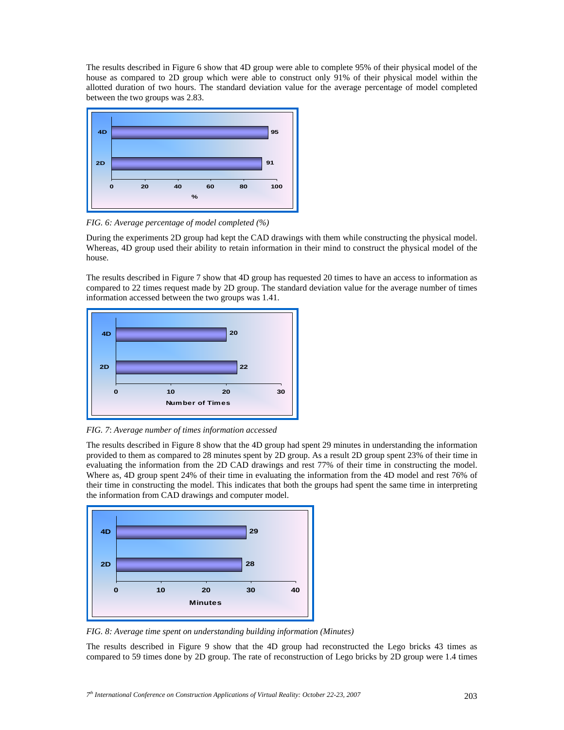The results described in Figure 6 show that 4D group were able to complete 95% of their physical model of the house as compared to 2D group which were able to construct only 91% of their physical model within the allotted duration of two hours. The standard deviation value for the average percentage of model completed between the two groups was 2.83.

*FIG. 6: Average percentage of model completed (%)*

During the experiments 2D group had kept the CAD drawings with them while constructing the physical model. Whereas, 4D group used their ability to retain information in their mind to construct the physical model of the house.

The results described in Figure 7 show that 4D group has requested 20 times to have an access to information as compared to 22 times request made by 2D group. The standard deviation value for the average number of times information accessed between the two groups was 1.41.

*FIG. 7: Average number of times information accessed*

The results described in Figure 8 show that the 4D group had spent 29 minutes in understanding the information provided to them as compared to 28 minutes spent by 2D group. As a result 2D group spent 23% of their time in evaluating the information from the 2D CAD drawings and rest 77% of their time in constructing the model. Where as, 4D group spent 24% of their time in evaluating the information from the 4D model and rest 76% of their time in constructing the model. This indicates that both the groups had spent the same time in interpreting the information from CAD drawings and computer model.

*FIG. 8: Average time spent on understanding building information (Minutes)*

The results described in Figure 9 show that the 4D group had reconstructed the Lego bricks 43 times as compared to 59 times done by 2D group. The rate of reconstruction of Lego bricks by 2D group were 1.4 times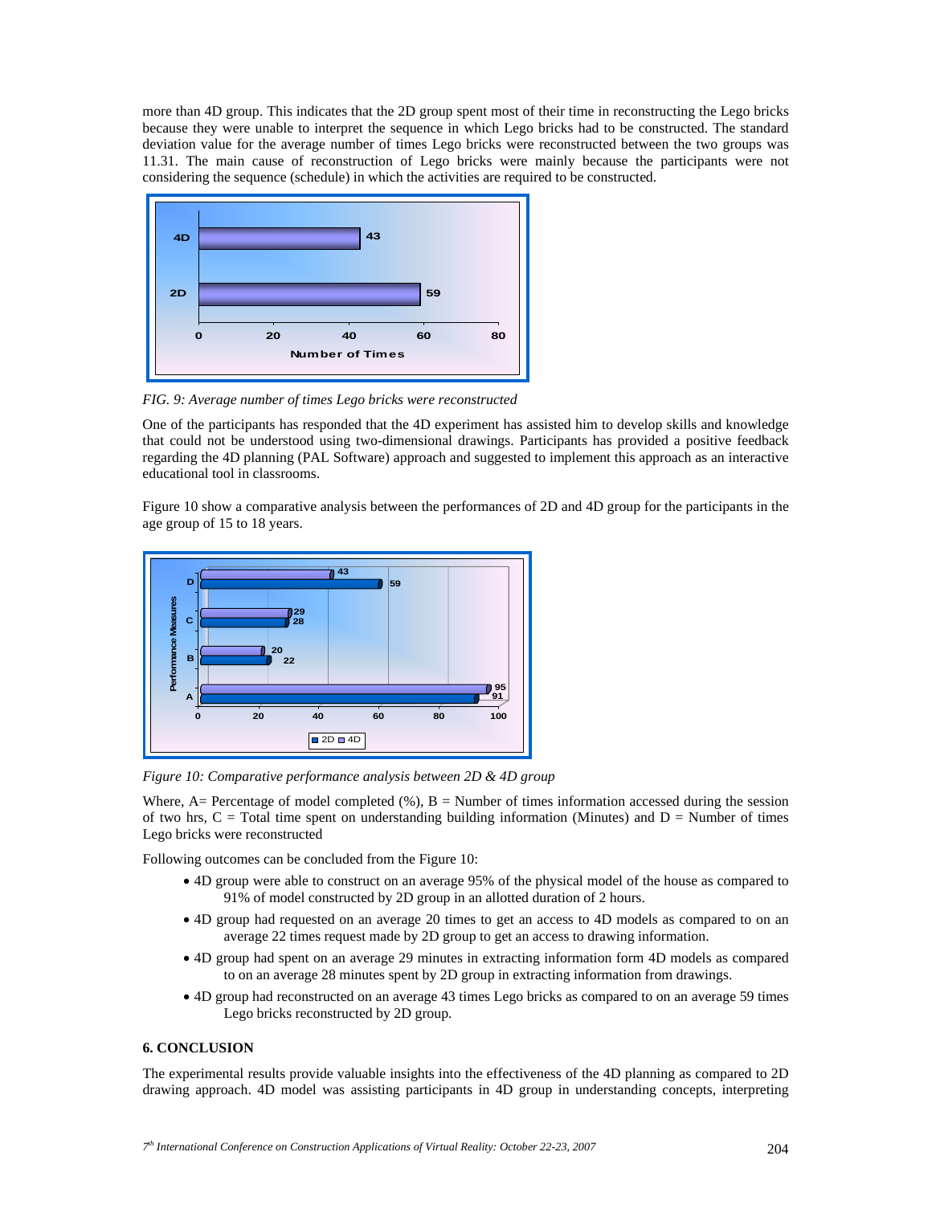more than 4D group. This indicates that the 2D group spent most of their time in reconstructing the Lego bricks because they were unable to interpret the sequence in which Lego bricks had to be constructed. The standard deviation value for the average number of times Lego bricks were reconstructed between the two groups was 11.31. The main cause of reconstruction of Lego bricks were mainly because the participants were not considering the sequence (schedule) in which the activities are required to be constructed.

*FIG. 9: Average number of times Lego bricks were reconstructed*

One of the participants has responded that the 4D experiment has assisted him to develop skills and knowledge that could not be understood using two-dimensional drawings. Participants has provided a positive feedback regarding the 4D planning (PAL Software) approach and suggested to implement this approach as an interactive educational tool in classrooms.

Figure 10 show a comparative analysis between the performances of 2D and 4D group for the participants in the age group of 15 to 18 years.

*Figure 10: Comparative performance analysis between 2D & 4D group*

Where, A= Percentage of model completed (%), B = Number of times information accessed during the session of two hrs, C = Total time spent on understanding building information (Minutes) and D = Number of times Lego bricks were reconstructed

Following outcomes can be concluded from the Figure 10:

- 4D group were able to construct on an average 95% of the physical model of the house as compared to 91% of model constructed by 2D group in an allotted duration of 2 hours.
- 4D group had requested on an average 20 times to get an access to 4D models as compared to on an average 22 times request made by 2D group to get an access to drawing information.
- 4D group had spent on an average 29 minutes in extracting information form 4D models as compared to on an average 28 minutes spent by 2D group in extracting information from drawings.
- 4D group had reconstructed on an average 43 times Lego bricks as compared to on an average 59 times Lego bricks reconstructed by 2D group.

## 6. CONCLUSION

The experimental results provide valuable insights into the effectiveness of the 4D planning as compared to 2D drawing approach. 4D model was assisting participants in 4D group in understanding concepts, interpreting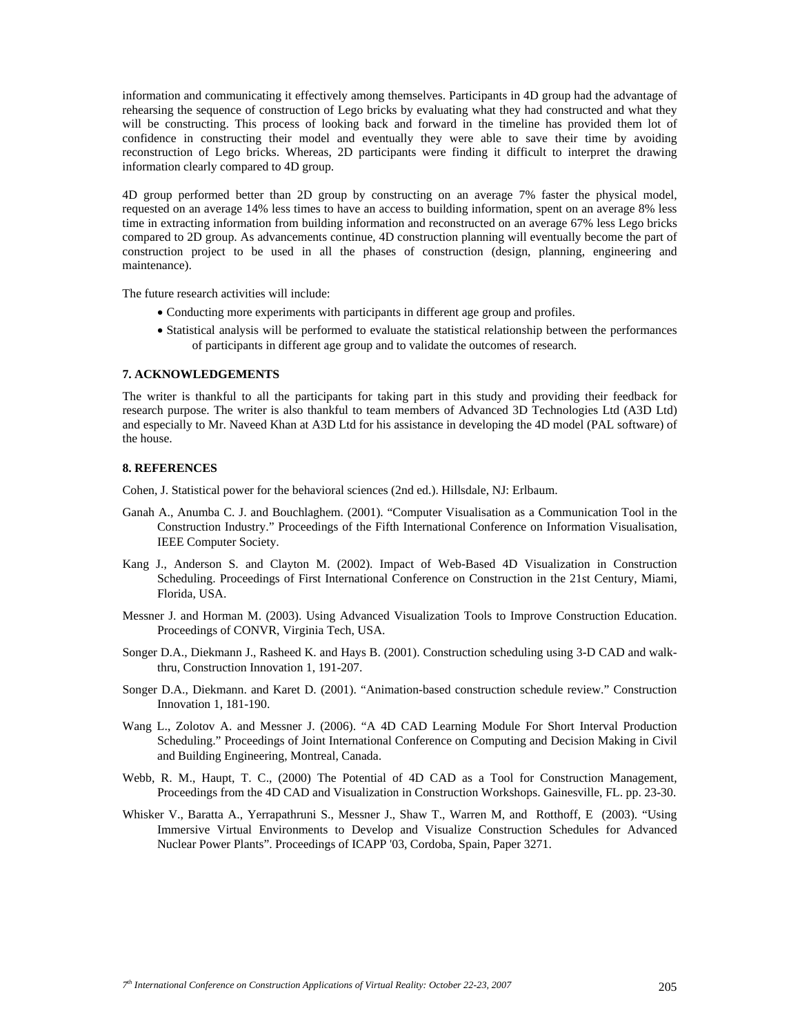information and communicating it effectively among themselves. Participants in 4D group had the advantage of rehearsing the sequence of construction of Lego bricks by evaluating what they had constructed and what they will be constructing. This process of looking back and forward in the timeline has provided them lot of confidence in constructing their model and eventually they were able to save their time by avoiding reconstruction of Lego bricks. Whereas, 2D participants were finding it difficult to interpret the drawing information clearly compared to 4D group.

4D group performed better than 2D group by constructing on an average 7% faster the physical model, requested on an average 14% less times to have an access to building information, spent on an average 8% less time in extracting information from building information and reconstructed on an average 67% less Lego bricks compared to 2D group. As advancements continue, 4D construction planning will eventually become the part of construction project to be used in all the phases of construction (design, planning, engineering and maintenance).

The future research activities will include:

- Conducting more experiments with participants in different age group and profiles.
- Statistical analysis will be performed to evaluate the statistical relationship between the performances of participants in different age group and to validate the outcomes of research.

## 7. ACKNOWLEDGEMENTS

The writer is thankful to all the participants for taking part in this study and providing their feedback for research purpose. The writer is also thankful to team members of Advanced 3D Technologies Ltd (A3D Ltd) and especially to Mr. Naveed Khan at A3D Ltd for his assistance in developing the 4D model (PAL software) of the house.

## 8. REFERENCES

Cohen, J. Statistical power for the behavioral sciences (2nd ed.). Hillsdale, NJ: Erlbaum.

Ganah A., Anumba C. J. and Bouchlaghem. (2001). "Computer Visualisation as a Communication Tool in the Construction Industry." Proceedings of the Fifth International Conference on Information Visualisation, IEEE Computer Society.

Kang J., Anderson S. and Clayton M. (2002). Impact of Web-Based 4D Visualization in Construction Scheduling. Proceedings of First International Conference on Construction in the 21st Century, Miami, Florida, USA.

Messner J. and Horman M. (2003). Using Advanced Visualization Tools to Improve Construction Education. Proceedings of CONVR, Virginia Tech, USA.

Songer D.A., Diekmann J., Rasheed K. and Hays B. (2001). Construction scheduling using 3-D CAD and walk-thru, Construction Innovation 1, 191-207.

Songer D.A., Diekmann. and Karet D. (2001). "Animation-based construction schedule review." Construction Innovation 1, 181-190.

Wang L., Zolotov A. and Messner J. (2006). "A 4D CAD Learning Module For Short Interval Production Scheduling." Proceedings of Joint International Conference on Computing and Decision Making in Civil and Building Engineering, Montreal, Canada.

Webb, R. M., Haupt, T. C., (2000) The Potential of 4D CAD as a Tool for Construction Management, Proceedings from the 4D CAD and Visualization in Construction Workshops. Gainesville, FL. pp. 23-30.

Whisker V., Baratta A., Yerrapathruni S., Messner J., Shaw T., Warren M, and Rotthoff, E (2003). "Using Immersive Virtual Environments to Develop and Visualize Construction Schedules for Advanced Nuclear Power Plants". Proceedings of ICAPP '03, Cordoba, Spain, Paper 3271.